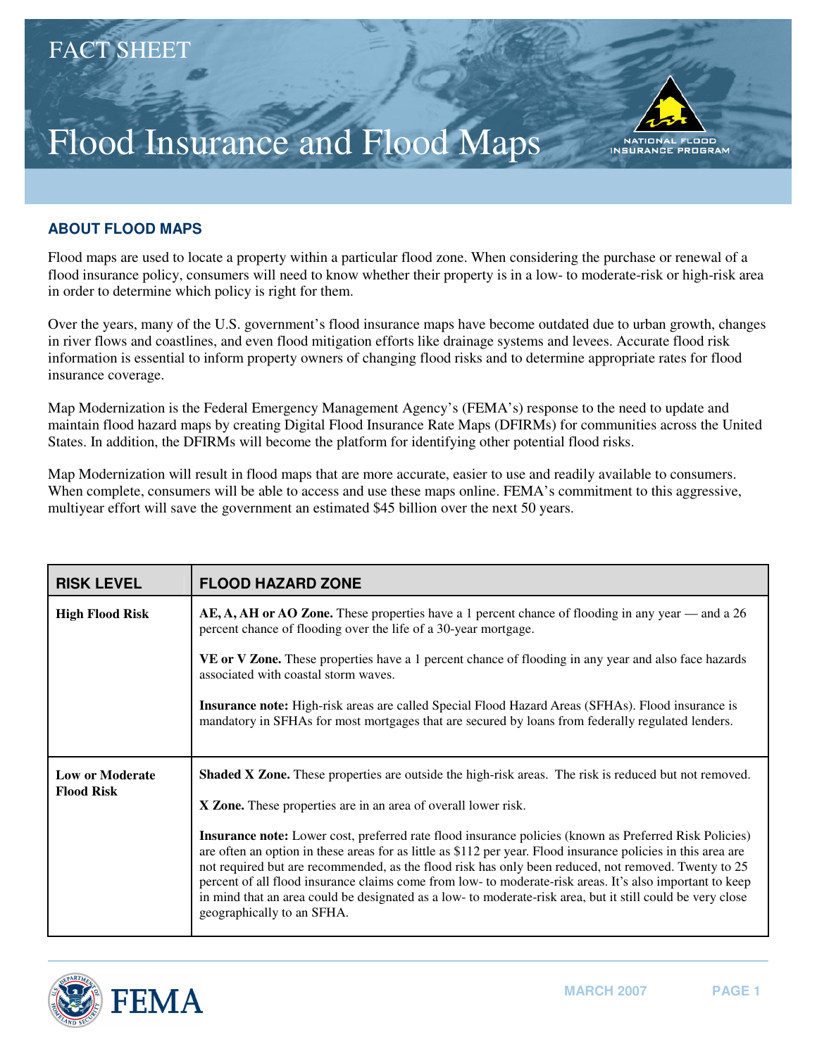FACT SHEET

# Flood Insurance and Flood Maps

## ABOUT FLOOD MAPS

Flood maps are used to locate a property within a particular flood zone. When considering the purchase or renewal of a flood insurance policy, consumers will need to know whether their property is in a low- to moderate-risk or high-risk area in order to determine which policy is right for them.

Over the years, many of the U.S. government's flood insurance maps have become outdated due to urban growth, changes in river flows and coastlines, and even flood mitigation efforts like drainage systems and levees. Accurate flood risk information is essential to inform property owners of changing flood risks and to determine appropriate rates for flood insurance coverage.

Map Modernization is the Federal Emergency Management Agency's (FEMA's) response to the need to update and maintain flood hazard maps by creating Digital Flood Insurance Rate Maps (DFIRMs) for communities across the United States. In addition, the DFIRMs will become the platform for identifying other potential flood risks.

Map Modernization will result in flood maps that are more accurate, easier to use and readily available to consumers. When complete, consumers will be able to access and use these maps online. FEMA's commitment to this aggressive, multiyear effort will save the government an estimated $45 billion over the next 50 years.

| RISK LEVEL | FLOOD HAZARD ZONE |
|---|---|
| **High Flood Risk** | **AE, A, AH or AO Zone.** These properties have a 1 percent chance of flooding in any year — and a 26 percent chance of flooding over the life of a 30-year mortgage.<br><br>**VE or V Zone.** These properties have a 1 percent chance of flooding in any year and also face hazards associated with coastal storm waves.<br><br>**Insurance note:** High-risk areas are called Special Flood Hazard Areas (SFHAs). Flood insurance is mandatory in SFHAs for most mortgages that are secured by loans from federally regulated lenders. |
| **Low or Moderate Flood Risk** | **Shaded X Zone.** These properties are outside the high-risk areas. The risk is reduced but not removed.<br><br>**X Zone.** These properties are in an area of overall lower risk.<br><br>**Insurance note:** Lower cost, preferred rate flood insurance policies (known as Preferred Risk Policies) are often an option in these areas for as little as $112 per year. Flood insurance policies in this area are not required but are recommended, as the flood risk has only been reduced, not removed. Twenty to 25 percent of all flood insurance claims come from low- to moderate-risk areas. It's also important to keep in mind that an area could be designated as a low- to moderate-risk area, but it still could be very close geographically to an SFHA. |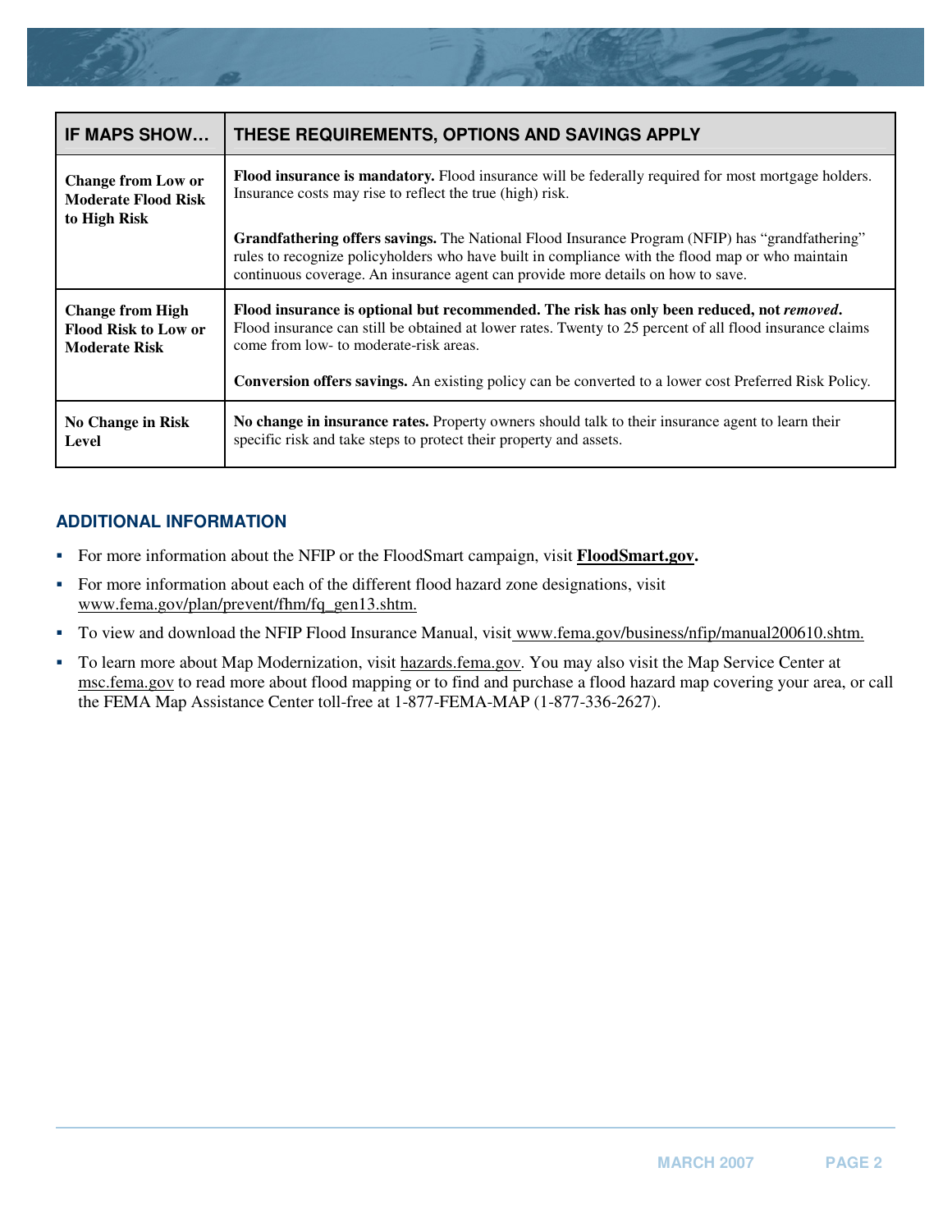| IF MAPS SHOW… | THESE REQUIREMENTS, OPTIONS AND SAVINGS APPLY |
| --- | --- |
| **Change from Low or Moderate Flood Risk to High Risk** | **Flood insurance is mandatory.** Flood insurance will be federally required for most mortgage holders. Insurance costs may rise to reflect the true (high) risk.<br><br>**Grandfathering offers savings.** The National Flood Insurance Program (NFIP) has "grandfathering" rules to recognize policyholders who have built in compliance with the flood map or who maintain continuous coverage. An insurance agent can provide more details on how to save. |
| **Change from High Flood Risk to Low or Moderate Risk** | **Flood insurance is optional but recommended. The risk has only been reduced, not *removed*.** Flood insurance can still be obtained at lower rates. Twenty to 25 percent of all flood insurance claims come from low- to moderate-risk areas.<br><br>**Conversion offers savings.** An existing policy can be converted to a lower cost Preferred Risk Policy. |
| **No Change in Risk Level** | **No change in insurance rates.** Property owners should talk to their insurance agent to learn their specific risk and take steps to protect their property and assets. |

## ADDITIONAL INFORMATION

- For more information about the NFIP or the FloodSmart campaign, visit **FloodSmart.gov.**
- For more information about each of the different flood hazard zone designations, visit www.fema.gov/plan/prevent/fhm/fq_gen13.shtm.
- To view and download the NFIP Flood Insurance Manual, visit www.fema.gov/business/nfip/manual200610.shtm.
- To learn more about Map Modernization, visit hazards.fema.gov. You may also visit the Map Service Center at msc.fema.gov to read more about flood mapping or to find and purchase a flood hazard map covering your area, or call the FEMA Map Assistance Center toll-free at 1-877-FEMA-MAP (1-877-336-2627).